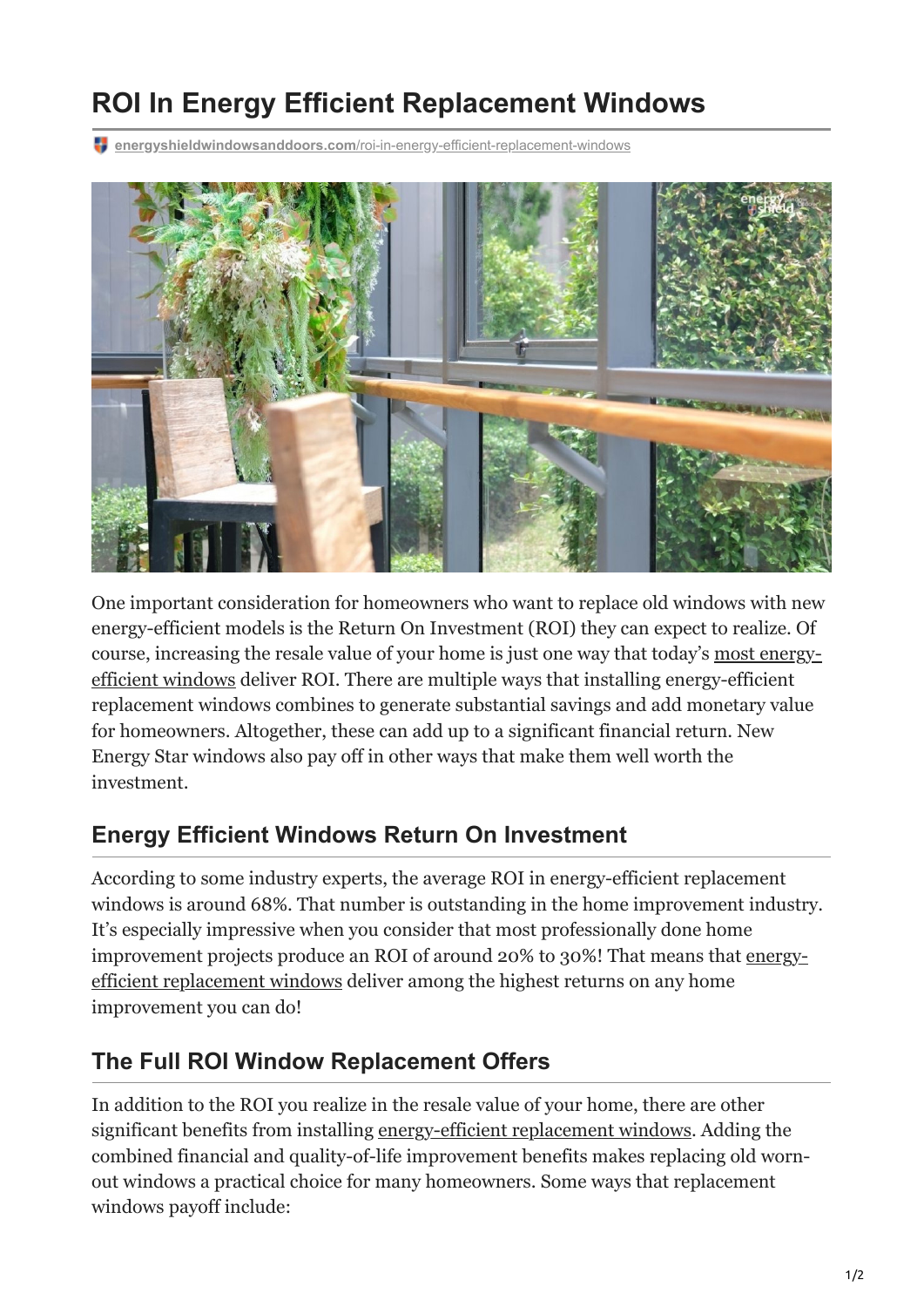# ROI In Energy Efficient Replacement Windows

energyshieldwindowsanddoors.com/roi-in-energy-efficient-replacement-windows

One important consideration for homeowners who want to replace old windows with new energy-efficient models is the Return On Investment (ROI) they can expect to realize. Of course, increasing the resale value of your home is just one way that today's most energy-efficient windows deliver ROI. There are multiple ways that installing energy-efficient replacement windows combines to generate substantial savings and add monetary value for homeowners. Altogether, these can add up to a significant financial return. New Energy Star windows also pay off in other ways that make them well worth the investment.

## Energy Efficient Windows Return On Investment

According to some industry experts, the average ROI in energy-efficient replacement windows is around 68%. That number is outstanding in the home improvement industry. It's especially impressive when you consider that most professionally done home improvement projects produce an ROI of around 20% to 30%! That means that energy-efficient replacement windows deliver among the highest returns on any home improvement you can do!

## The Full ROI Window Replacement Offers

In addition to the ROI you realize in the resale value of your home, there are other significant benefits from installing energy-efficient replacement windows. Adding the combined financial and quality-of-life improvement benefits makes replacing old worn-out windows a practical choice for many homeowners. Some ways that replacement windows payoff include: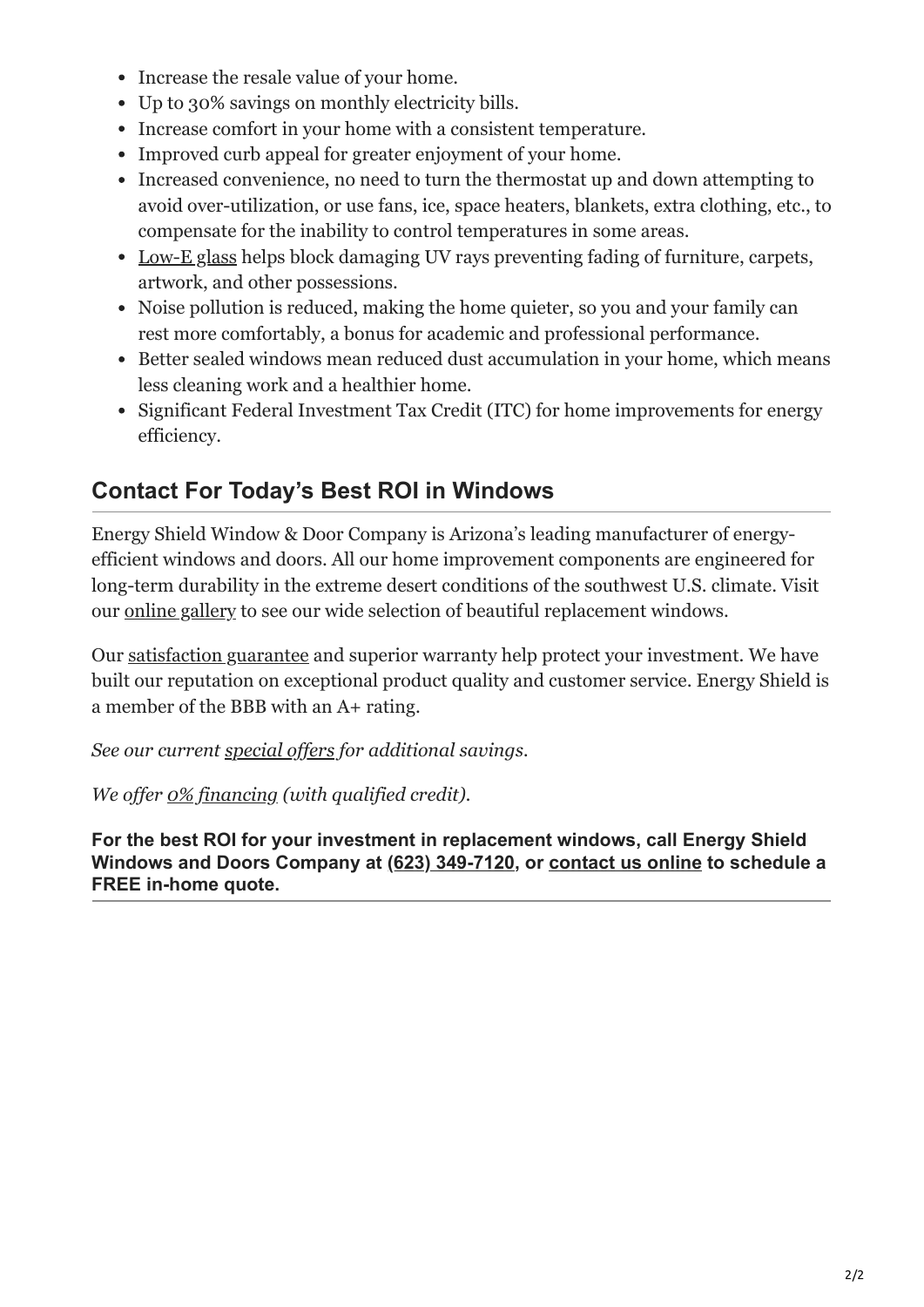- Increase the resale value of your home.
- Up to 30% savings on monthly electricity bills.
- Increase comfort in your home with a consistent temperature.
- Improved curb appeal for greater enjoyment of your home.
- Increased convenience, no need to turn the thermostat up and down attempting to avoid over-utilization, or use fans, ice, space heaters, blankets, extra clothing, etc., to compensate for the inability to control temperatures in some areas.
- Low-E glass helps block damaging UV rays preventing fading of furniture, carpets, artwork, and other possessions.
- Noise pollution is reduced, making the home quieter, so you and your family can rest more comfortably, a bonus for academic and professional performance.
- Better sealed windows mean reduced dust accumulation in your home, which means less cleaning work and a healthier home.
- Significant Federal Investment Tax Credit (ITC) for home improvements for energy efficiency.

## Contact For Today's Best ROI in Windows

Energy Shield Window & Door Company is Arizona's leading manufacturer of energy-efficient windows and doors. All our home improvement components are engineered for long-term durability in the extreme desert conditions of the southwest U.S. climate. Visit our online gallery to see our wide selection of beautiful replacement windows.

Our satisfaction guarantee and superior warranty help protect your investment. We have built our reputation on exceptional product quality and customer service. Energy Shield is a member of the BBB with an A+ rating.

*See our current special offers for additional savings.*

*We offer 0% financing (with qualified credit).*

**For the best ROI for your investment in replacement windows, call Energy Shield Windows and Doors Company at (623) 349-7120, or contact us online to schedule a FREE in-home quote.**